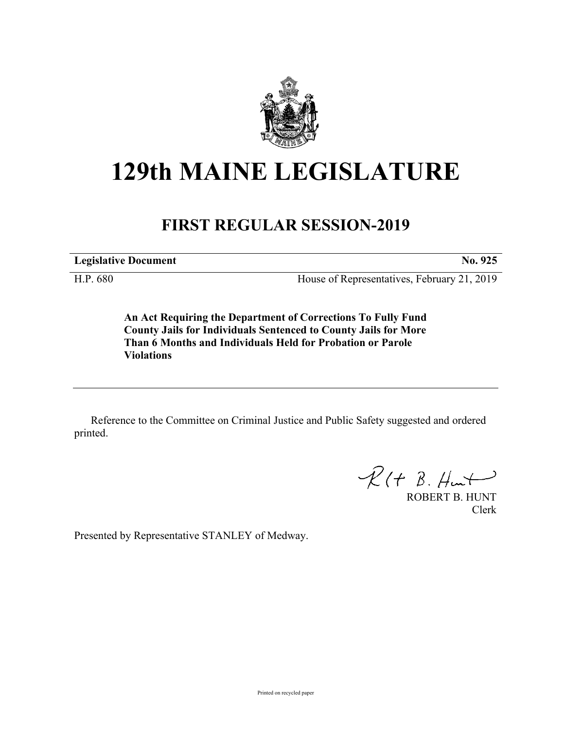# 129th MAINE LEGISLATURE

## FIRST REGULAR SESSION-2019

**Legislative Document** **No. 925**

H.P. 680 House of Representatives, February 21, 2019

**An Act Requiring the Department of Corrections To Fully Fund County Jails for Individuals Sentenced to County Jails for More Than 6 Months and Individuals Held for Probation or Parole Violations**

Reference to the Committee on Criminal Justice and Public Safety suggested and ordered printed.

ROBERT B. HUNT
Clerk

Presented by Representative STANLEY of Medway.

Printed on recycled paper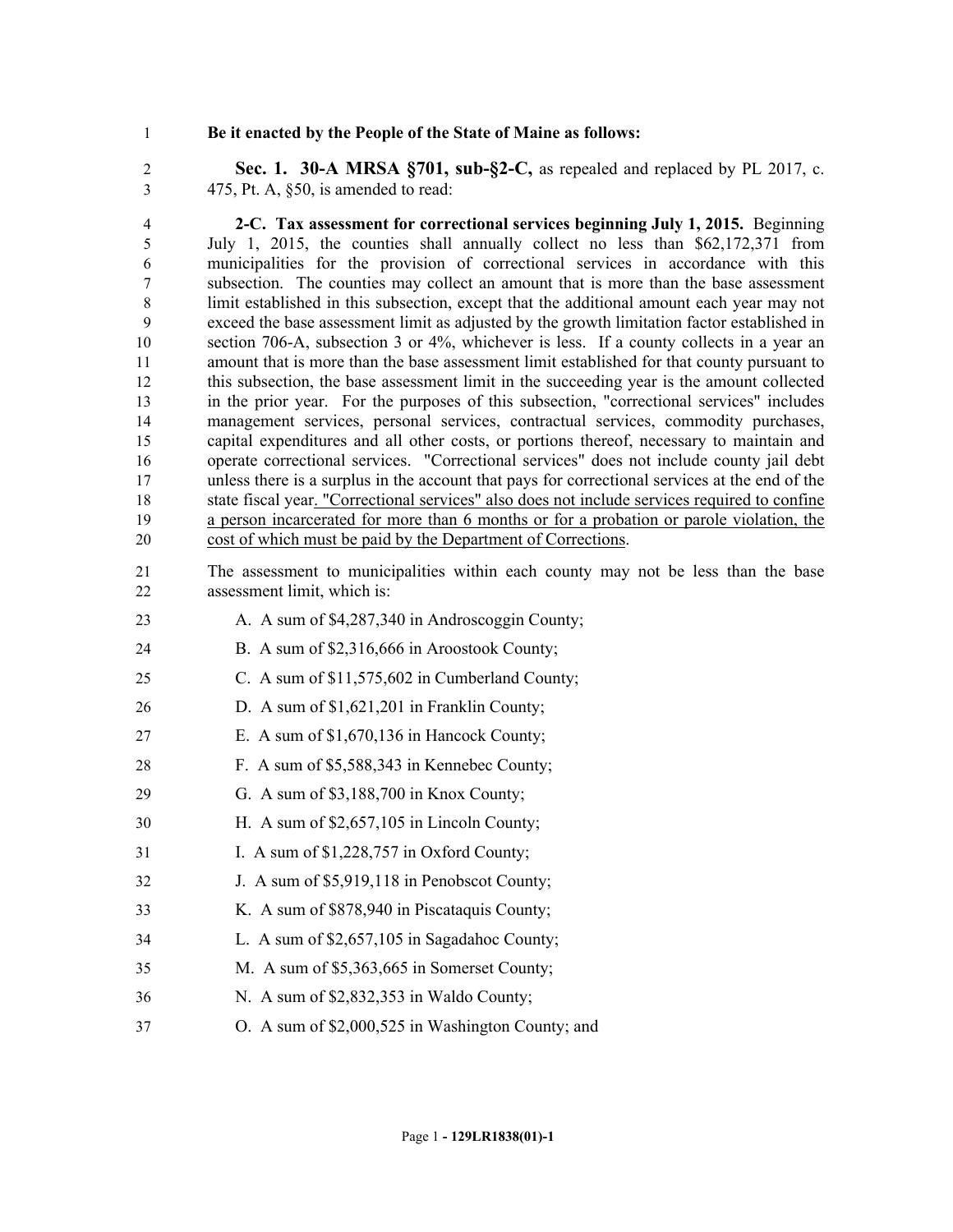**Be it enacted by the People of the State of Maine as follows:**

**Sec. 1. 30-A MRSA §701, sub-§2-C,** as repealed and replaced by PL 2017, c. 475, Pt. A, §50, is amended to read:

**2-C. Tax assessment for correctional services beginning July 1, 2015.** Beginning July 1, 2015, the counties shall annually collect no less than $62,172,371 from municipalities for the provision of correctional services in accordance with this subsection. The counties may collect an amount that is more than the base assessment limit established in this subsection, except that the additional amount each year may not exceed the base assessment limit as adjusted by the growth limitation factor established in section 706-A, subsection 3 or 4%, whichever is less. If a county collects in a year an amount that is more than the base assessment limit established for that county pursuant to this subsection, the base assessment limit in the succeeding year is the amount collected in the prior year. For the purposes of this subsection, "correctional services" includes management services, personal services, contractual services, commodity purchases, capital expenditures and all other costs, or portions thereof, necessary to maintain and operate correctional services. "Correctional services" does not include county jail debt unless there is a surplus in the account that pays for correctional services at the end of the state fiscal year. "Correctional services" also does not include services required to confine a person incarcerated for more than 6 months or for a probation or parole violation, the cost of which must be paid by the Department of Corrections.

The assessment to municipalities within each county may not be less than the base assessment limit, which is:

A. A sum of $4,287,340 in Androscoggin County;

B. A sum of $2,316,666 in Aroostook County;

C. A sum of $11,575,602 in Cumberland County;

D. A sum of $1,621,201 in Franklin County;

E. A sum of $1,670,136 in Hancock County;

F. A sum of $5,588,343 in Kennebec County;

G. A sum of $3,188,700 in Knox County;

H. A sum of $2,657,105 in Lincoln County;

I. A sum of $1,228,757 in Oxford County;

J. A sum of $5,919,118 in Penobscot County;

K. A sum of $878,940 in Piscataquis County;

L. A sum of $2,657,105 in Sagadahoc County;

M. A sum of $5,363,665 in Somerset County;

N. A sum of $2,832,353 in Waldo County;

O. A sum of $2,000,525 in Washington County; and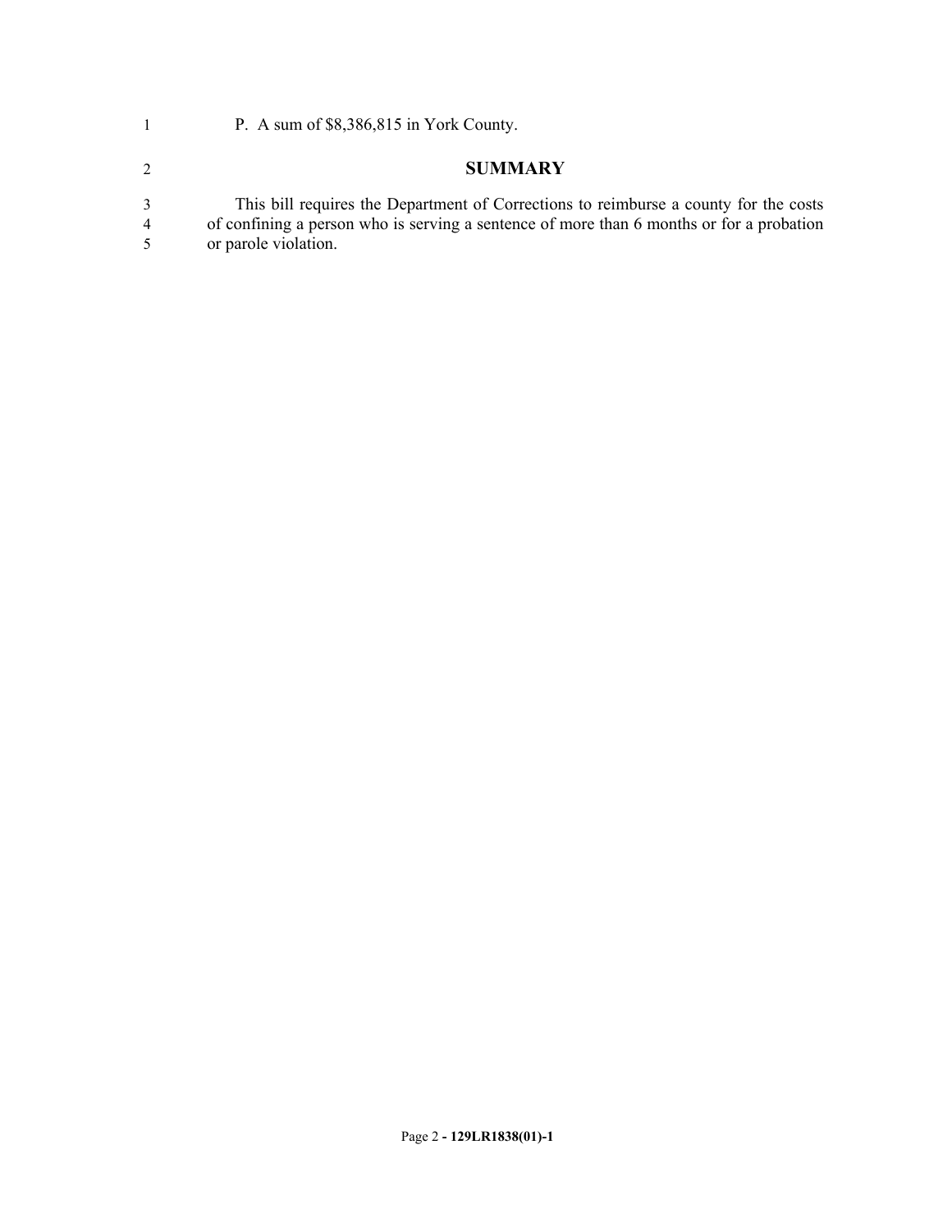P. A sum of $8,386,815 in York County.

## SUMMARY

This bill requires the Department of Corrections to reimburse a county for the costs of confining a person who is serving a sentence of more than 6 months or for a probation or parole violation.